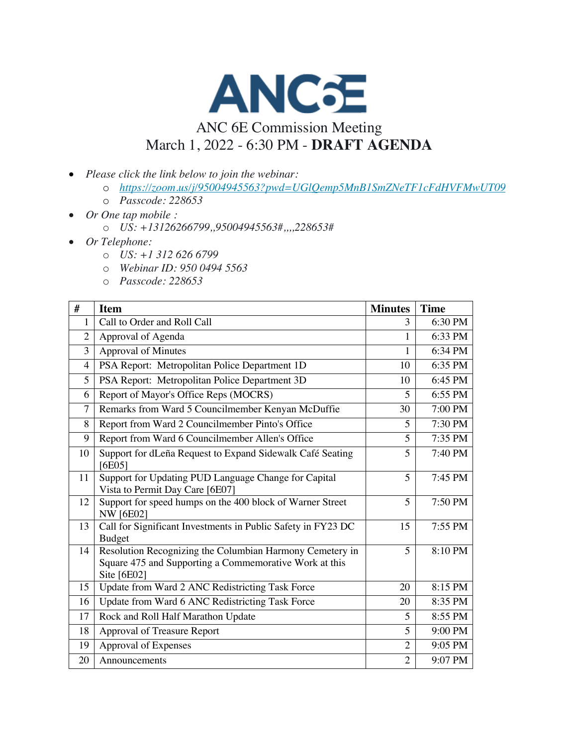# ANC6E

## ANC 6E Commission Meeting
## March 1, 2022 - 6:30 PM - **DRAFT AGENDA**

- *Please click the link below to join the webinar:*
  - *https://zoom.us/j/95004945563?pwd=UGlQemp5MnB1SmZNeTF1cFdHVFMwUT09*
  - *Passcode: 228653*
- *Or One tap mobile :*
  - *US: +13126266799,,95004945563#,,,,228653#*
- *Or Telephone:*
  - *US: +1 312 626 6799*
  - *Webinar ID: 950 0494 5563*
  - *Passcode: 228653*

| # | Item | Minutes | Time |
|---|---|---|---|
| 1 | Call to Order and Roll Call | 3 | 6:30 PM |
| 2 | Approval of Agenda | 1 | 6:33 PM |
| 3 | Approval of Minutes | 1 | 6:34 PM |
| 4 | PSA Report: Metropolitan Police Department 1D | 10 | 6:35 PM |
| 5 | PSA Report: Metropolitan Police Department 3D | 10 | 6:45 PM |
| 6 | Report of Mayor's Office Reps (MOCRS) | 5 | 6:55 PM |
| 7 | Remarks from Ward 5 Councilmember Kenyan McDuffie | 30 | 7:00 PM |
| 8 | Report from Ward 2 Councilmember Pinto's Office | 5 | 7:30 PM |
| 9 | Report from Ward 6 Councilmember Allen's Office | 5 | 7:35 PM |
| 10 | Support for dLeña Request to Expand Sidewalk Café Seating [6E05] | 5 | 7:40 PM |
| 11 | Support for Updating PUD Language Change for Capital Vista to Permit Day Care [6E07] | 5 | 7:45 PM |
| 12 | Support for speed humps on the 400 block of Warner Street NW [6E02] | 5 | 7:50 PM |
| 13 | Call for Significant Investments in Public Safety in FY23 DC Budget | 15 | 7:55 PM |
| 14 | Resolution Recognizing the Columbian Harmony Cemetery in Square 475 and Supporting a Commemorative Work at this Site [6E02] | 5 | 8:10 PM |
| 15 | Update from Ward 2 ANC Redistricting Task Force | 20 | 8:15 PM |
| 16 | Update from Ward 6 ANC Redistricting Task Force | 20 | 8:35 PM |
| 17 | Rock and Roll Half Marathon Update | 5 | 8:55 PM |
| 18 | Approval of Treasure Report | 5 | 9:00 PM |
| 19 | Approval of Expenses | 2 | 9:05 PM |
| 20 | Announcements | 2 | 9:07 PM |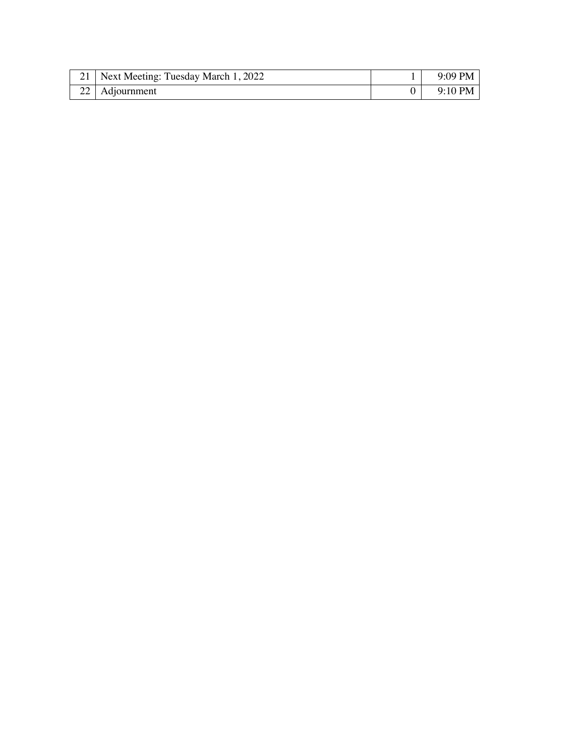| | | | |
|---|---|---|---|
| 21 | Next Meeting: Tuesday March 1, 2022 | 1 | 9:09 PM |
| 22 | Adjournment | 0 | 9:10 PM |